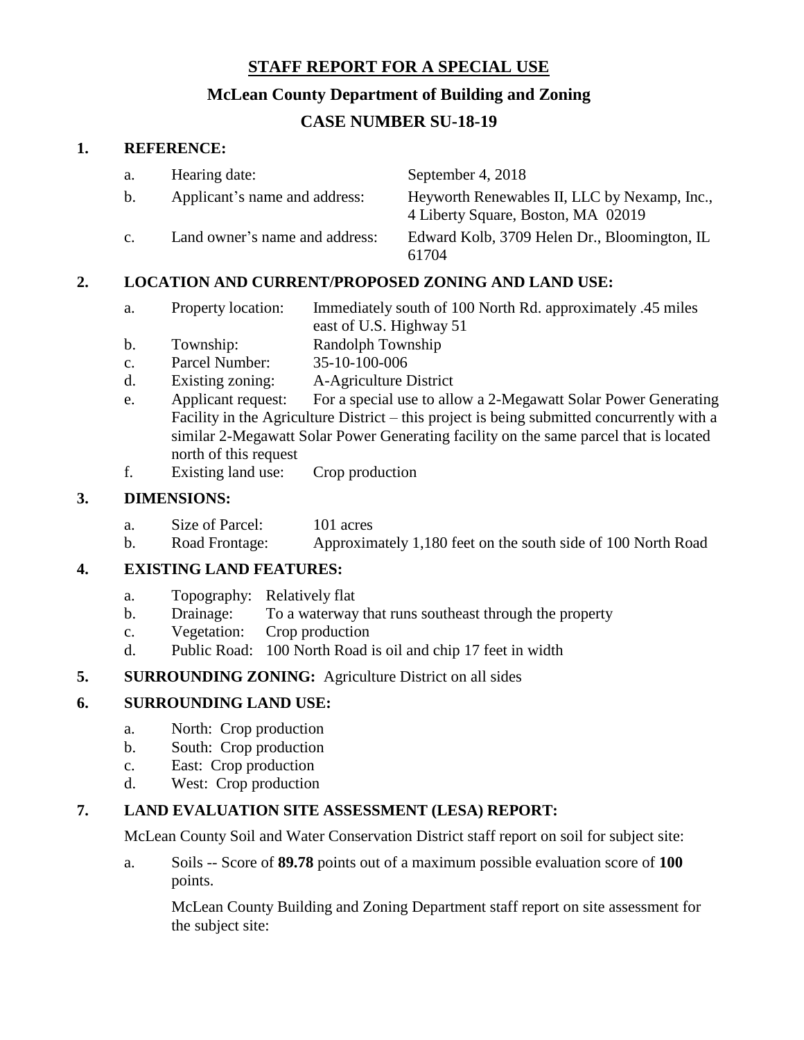# STAFF REPORT FOR A SPECIAL USE

## McLean County Department of Building and Zoning

## CASE NUMBER SU-18-19

**1. REFERENCE:**

- a. Hearing date: September 4, 2018
- b. Applicant's name and address: Heyworth Renewables II, LLC by Nexamp, Inc., 4 Liberty Square, Boston, MA 02019
- c. Land owner's name and address: Edward Kolb, 3709 Helen Dr., Bloomington, IL 61704

**2. LOCATION AND CURRENT/PROPOSED ZONING AND LAND USE:**

- a. Property location: Immediately south of 100 North Rd. approximately .45 miles east of U.S. Highway 51
- b. Township: Randolph Township
- c. Parcel Number: 35-10-100-006
- d. Existing zoning: A-Agriculture District
- e. Applicant request: For a special use to allow a 2-Megawatt Solar Power Generating Facility in the Agriculture District – this project is being submitted concurrently with a similar 2-Megawatt Solar Power Generating facility on the same parcel that is located north of this request
- f. Existing land use: Crop production

**3. DIMENSIONS:**

- a. Size of Parcel: 101 acres
- b. Road Frontage: Approximately 1,180 feet on the south side of 100 North Road

**4. EXISTING LAND FEATURES:**

- a. Topography: Relatively flat
- b. Drainage: To a waterway that runs southeast through the property
- c. Vegetation: Crop production
- d. Public Road: 100 North Road is oil and chip 17 feet in width

**5. SURROUNDING ZONING:** Agriculture District on all sides

**6. SURROUNDING LAND USE:**

- a. North: Crop production
- b. South: Crop production
- c. East: Crop production
- d. West: Crop production

**7. LAND EVALUATION SITE ASSESSMENT (LESA) REPORT:**

McLean County Soil and Water Conservation District staff report on soil for subject site:

- a. Soils -- Score of **89.78** points out of a maximum possible evaluation score of **100** points.

  McLean County Building and Zoning Department staff report on site assessment for the subject site: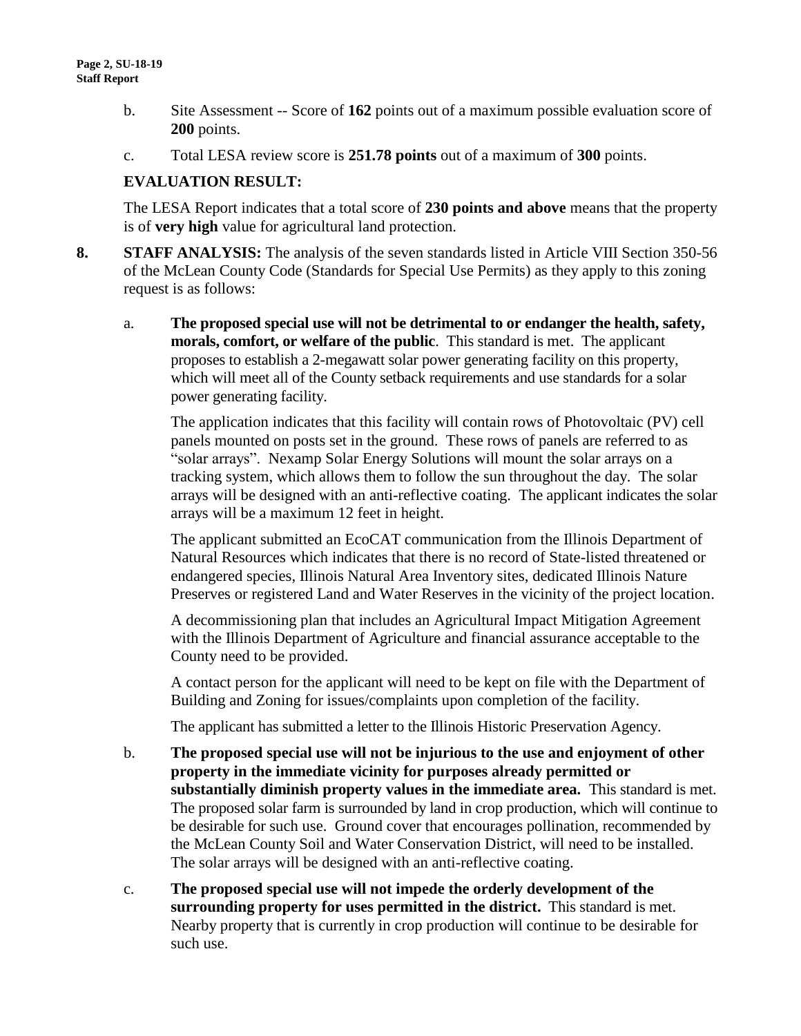b. Site Assessment -- Score of **162** points out of a maximum possible evaluation score of **200** points.

c. Total LESA review score is **251.78 points** out of a maximum of **300** points.

**EVALUATION RESULT:**

The LESA Report indicates that a total score of **230 points and above** means that the property is of **very high** value for agricultural land protection.

**8. STAFF ANALYSIS:** The analysis of the seven standards listed in Article VIII Section 350-56 of the McLean County Code (Standards for Special Use Permits) as they apply to this zoning request is as follows:

a. **The proposed special use will not be detrimental to or endanger the health, safety, morals, comfort, or welfare of the public**. This standard is met. The applicant proposes to establish a 2-megawatt solar power generating facility on this property, which will meet all of the County setback requirements and use standards for a solar power generating facility.

The application indicates that this facility will contain rows of Photovoltaic (PV) cell panels mounted on posts set in the ground. These rows of panels are referred to as "solar arrays". Nexamp Solar Energy Solutions will mount the solar arrays on a tracking system, which allows them to follow the sun throughout the day. The solar arrays will be designed with an anti-reflective coating. The applicant indicates the solar arrays will be a maximum 12 feet in height.

The applicant submitted an EcoCAT communication from the Illinois Department of Natural Resources which indicates that there is no record of State-listed threatened or endangered species, Illinois Natural Area Inventory sites, dedicated Illinois Nature Preserves or registered Land and Water Reserves in the vicinity of the project location.

A decommissioning plan that includes an Agricultural Impact Mitigation Agreement with the Illinois Department of Agriculture and financial assurance acceptable to the County need to be provided.

A contact person for the applicant will need to be kept on file with the Department of Building and Zoning for issues/complaints upon completion of the facility.

The applicant has submitted a letter to the Illinois Historic Preservation Agency.

b. **The proposed special use will not be injurious to the use and enjoyment of other property in the immediate vicinity for purposes already permitted or substantially diminish property values in the immediate area.** This standard is met. The proposed solar farm is surrounded by land in crop production, which will continue to be desirable for such use. Ground cover that encourages pollination, recommended by the McLean County Soil and Water Conservation District, will need to be installed. The solar arrays will be designed with an anti-reflective coating.

c. **The proposed special use will not impede the orderly development of the surrounding property for uses permitted in the district.** This standard is met. Nearby property that is currently in crop production will continue to be desirable for such use.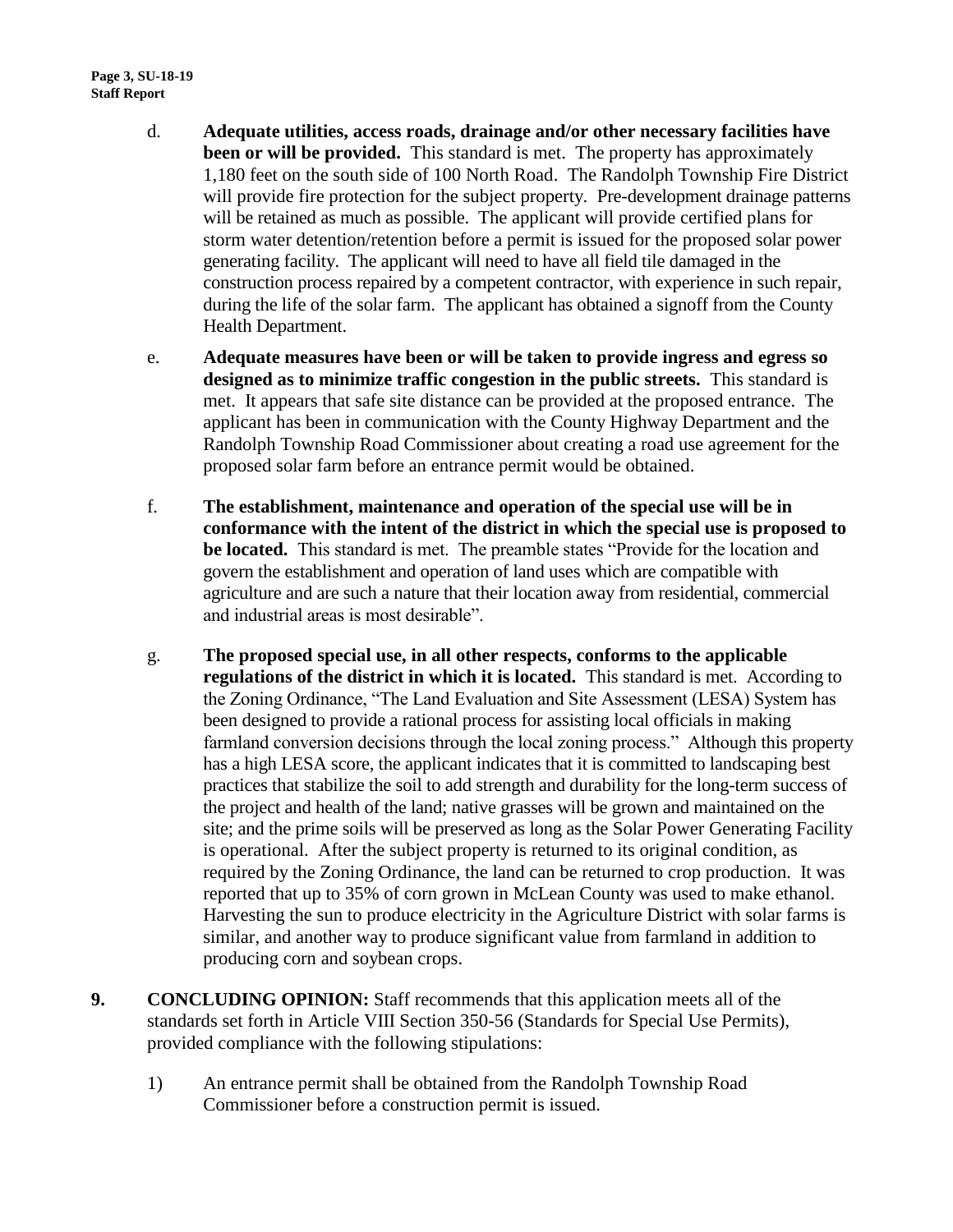d. **Adequate utilities, access roads, drainage and/or other necessary facilities have been or will be provided.** This standard is met. The property has approximately 1,180 feet on the south side of 100 North Road. The Randolph Township Fire District will provide fire protection for the subject property. Pre-development drainage patterns will be retained as much as possible. The applicant will provide certified plans for storm water detention/retention before a permit is issued for the proposed solar power generating facility. The applicant will need to have all field tile damaged in the construction process repaired by a competent contractor, with experience in such repair, during the life of the solar farm. The applicant has obtained a signoff from the County Health Department.

e. **Adequate measures have been or will be taken to provide ingress and egress so designed as to minimize traffic congestion in the public streets.** This standard is met. It appears that safe site distance can be provided at the proposed entrance. The applicant has been in communication with the County Highway Department and the Randolph Township Road Commissioner about creating a road use agreement for the proposed solar farm before an entrance permit would be obtained.

f. **The establishment, maintenance and operation of the special use will be in conformance with the intent of the district in which the special use is proposed to be located.** This standard is met. The preamble states "Provide for the location and govern the establishment and operation of land uses which are compatible with agriculture and are such a nature that their location away from residential, commercial and industrial areas is most desirable".

g. **The proposed special use, in all other respects, conforms to the applicable regulations of the district in which it is located.** This standard is met. According to the Zoning Ordinance, "The Land Evaluation and Site Assessment (LESA) System has been designed to provide a rational process for assisting local officials in making farmland conversion decisions through the local zoning process." Although this property has a high LESA score, the applicant indicates that it is committed to landscaping best practices that stabilize the soil to add strength and durability for the long-term success of the project and health of the land; native grasses will be grown and maintained on the site; and the prime soils will be preserved as long as the Solar Power Generating Facility is operational. After the subject property is returned to its original condition, as required by the Zoning Ordinance, the land can be returned to crop production. It was reported that up to 35% of corn grown in McLean County was used to make ethanol. Harvesting the sun to produce electricity in the Agriculture District with solar farms is similar, and another way to produce significant value from farmland in addition to producing corn and soybean crops.

**9. CONCLUDING OPINION:** Staff recommends that this application meets all of the standards set forth in Article VIII Section 350-56 (Standards for Special Use Permits), provided compliance with the following stipulations:

1) An entrance permit shall be obtained from the Randolph Township Road Commissioner before a construction permit is issued.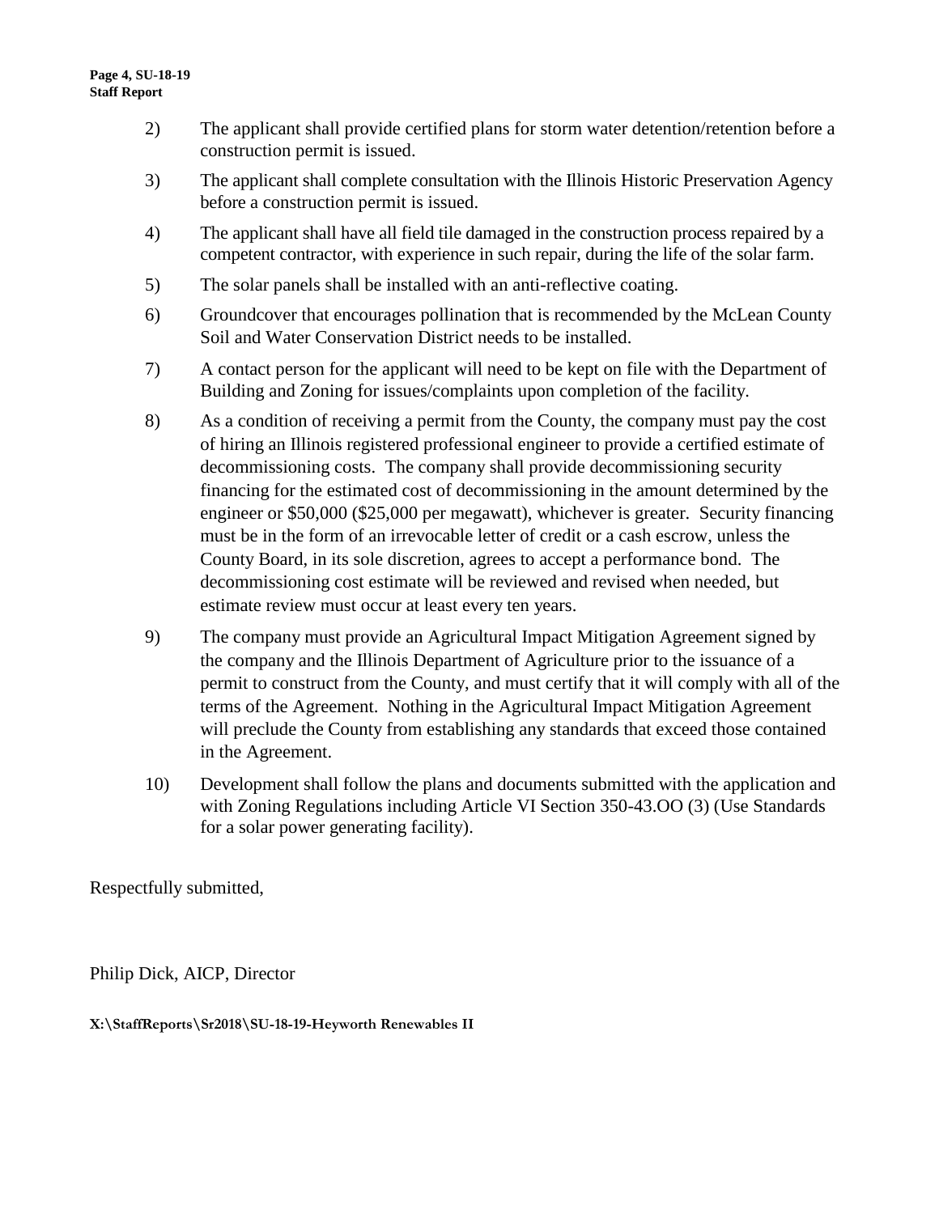2) The applicant shall provide certified plans for storm water detention/retention before a construction permit is issued.

3) The applicant shall complete consultation with the Illinois Historic Preservation Agency before a construction permit is issued.

4) The applicant shall have all field tile damaged in the construction process repaired by a competent contractor, with experience in such repair, during the life of the solar farm.

5) The solar panels shall be installed with an anti-reflective coating.

6) Groundcover that encourages pollination that is recommended by the McLean County Soil and Water Conservation District needs to be installed.

7) A contact person for the applicant will need to be kept on file with the Department of Building and Zoning for issues/complaints upon completion of the facility.

8) As a condition of receiving a permit from the County, the company must pay the cost of hiring an Illinois registered professional engineer to provide a certified estimate of decommissioning costs. The company shall provide decommissioning security financing for the estimated cost of decommissioning in the amount determined by the engineer or $50,000 ($25,000 per megawatt), whichever is greater. Security financing must be in the form of an irrevocable letter of credit or a cash escrow, unless the County Board, in its sole discretion, agrees to accept a performance bond. The decommissioning cost estimate will be reviewed and revised when needed, but estimate review must occur at least every ten years.

9) The company must provide an Agricultural Impact Mitigation Agreement signed by the company and the Illinois Department of Agriculture prior to the issuance of a permit to construct from the County, and must certify that it will comply with all of the terms of the Agreement. Nothing in the Agricultural Impact Mitigation Agreement will preclude the County from establishing any standards that exceed those contained in the Agreement.

10) Development shall follow the plans and documents submitted with the application and with Zoning Regulations including Article VI Section 350-43.OO (3) (Use Standards for a solar power generating facility).

Respectfully submitted,

Philip Dick, AICP, Director

**X:\StaffReports\Sr2018\SU-18-19-Heyworth Renewables II**